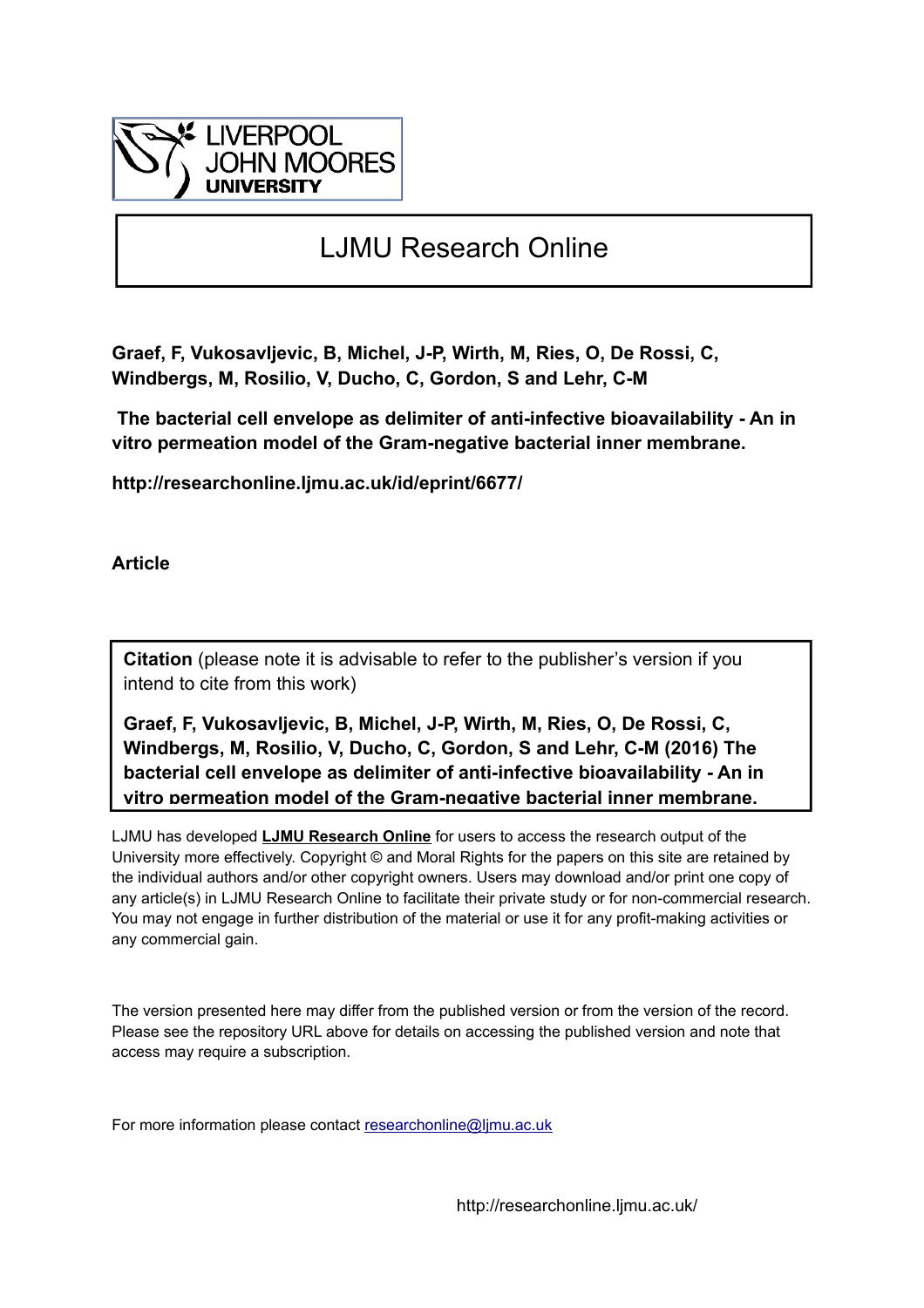LIVERPOOL JOHN MOORES UNIVERSITY

# LJMU Research Online

**Graef, F, Vukosavljevic, B, Michel, J-P, Wirth, M, Ries, O, De Rossi, C, Windbergs, M, Rosilio, V, Ducho, C, Gordon, S and Lehr, C-M**

**The bacterial cell envelope as delimiter of anti-infective bioavailability - An in vitro permeation model of the Gram-negative bacterial inner membrane.**

**http://researchonline.ljmu.ac.uk/id/eprint/6677/**

**Article**

**Citation** (please note it is advisable to refer to the publisher's version if you intend to cite from this work)

**Graef, F, Vukosavljevic, B, Michel, J-P, Wirth, M, Ries, O, De Rossi, C, Windbergs, M, Rosilio, V, Ducho, C, Gordon, S and Lehr, C-M (2016) The bacterial cell envelope as delimiter of anti-infective bioavailability - An in vitro permeation model of the Gram-negative bacterial inner membrane.**

LJMU has developed **LJMU Research Online** for users to access the research output of the University more effectively. Copyright © and Moral Rights for the papers on this site are retained by the individual authors and/or other copyright owners. Users may download and/or print one copy of any article(s) in LJMU Research Online to facilitate their private study or for non-commercial research. You may not engage in further distribution of the material or use it for any profit-making activities or any commercial gain.

The version presented here may differ from the published version or from the version of the record. Please see the repository URL above for details on accessing the published version and note that access may require a subscription.

For more information please contact researchonline@ljmu.ac.uk

http://researchonline.ljmu.ac.uk/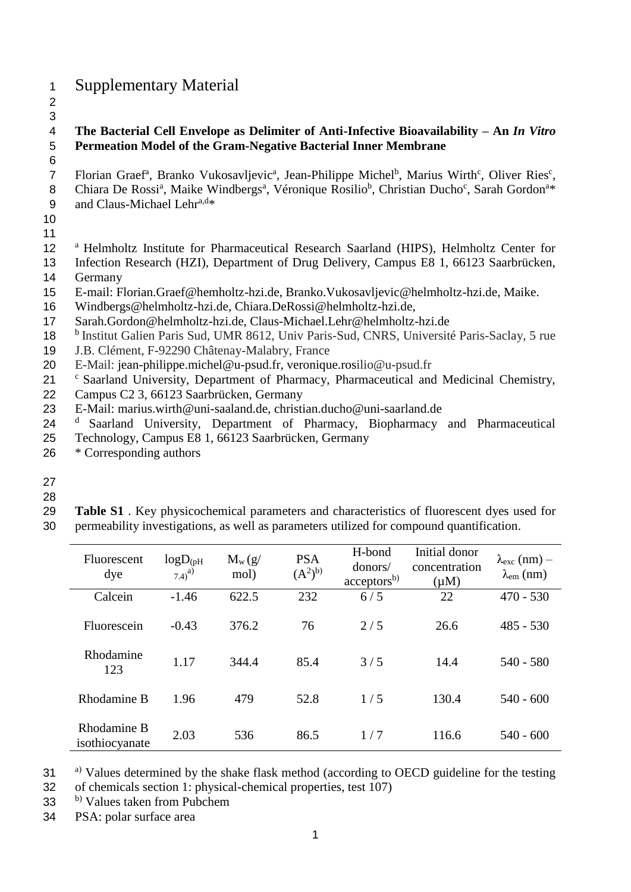# Supplementary Material

**The Bacterial Cell Envelope as Delimiter of Anti-Infective Bioavailability – An *In Vitro* Permeation Model of the Gram-Negative Bacterial Inner Membrane**

Florian Graef[a], Branko Vukosavljevic[a], Jean-Philippe Michel[b], Marius Wirth[c], Oliver Ries[c], Chiara De Rossi[a], Maike Windbergs[a], Véronique Rosilio[b], Christian Ducho[c], Sarah Gordon[a]* and Claus-Michael Lehr[a,d]*

[a] Helmholtz Institute for Pharmaceutical Research Saarland (HIPS), Helmholtz Center for Infection Research (HZI), Department of Drug Delivery, Campus E8 1, 66123 Saarbrücken, Germany
E-mail: Florian.Graef@hemholtz-hzi.de, Branko.Vukosavljevic@helmholtz-hzi.de, Maike.Windbergs@helmholtz-hzi.de, Chiara.DeRossi@helmholtz-hzi.de, Sarah.Gordon@helmholtz-hzi.de, Claus-Michael.Lehr@helmholtz-hzi.de

[b] Institut Galien Paris Sud, UMR 8612, Univ Paris-Sud, CNRS, Université Paris-Saclay, 5 rue J.B. Clément, F-92290 Châtenay-Malabry, France
E-Mail: jean-philippe.michel@u-psud.fr, veronique.rosilio@u-psud.fr

[c] Saarland University, Department of Pharmacy, Pharmaceutical and Medicinal Chemistry, Campus C2 3, 66123 Saarbrücken, Germany
E-Mail: marius.wirth@uni-saaland.de, christian.ducho@uni-saarland.de

[d] Saarland University, Department of Pharmacy, Biopharmacy and Pharmaceutical Technology, Campus E8 1, 66123 Saarbrücken, Germany

\* Corresponding authors

**Table S1** . Key physicochemical parameters and characteristics of fluorescent dyes used for permeability investigations, as well as parameters utilized for compound quantification.

| Fluorescent dye | $\log D_{(pH\ 7.4)}$ [a)] | $M_w$ (g/ mol) | PSA ($A^2$)[b)] | H-bond donors/ acceptors[b)] | Initial donor concentration (µM) | $\lambda_{exc}$ (nm) – $\lambda_{em}$ (nm) |
|---|---|---|---|---|---|---|
| Calcein | -1.46 | 622.5 | 232 | 6 / 5 | 22 | 470 - 530 |
| Fluorescein | -0.43 | 376.2 | 76 | 2 / 5 | 26.6 | 485 - 530 |
| Rhodamine 123 | 1.17 | 344.4 | 85.4 | 3 / 5 | 14.4 | 540 - 580 |
| Rhodamine B | 1.96 | 479 | 52.8 | 1 / 5 | 130.4 | 540 - 600 |
| Rhodamine B isothiocyanate | 2.03 | 536 | 86.5 | 1 / 7 | 116.6 | 540 - 600 |

[a)] Values determined by the shake flask method (according to OECD guideline for the testing of chemicals section 1: physical-chemical properties, test 107)
[b)] Values taken from Pubchem
PSA: polar surface area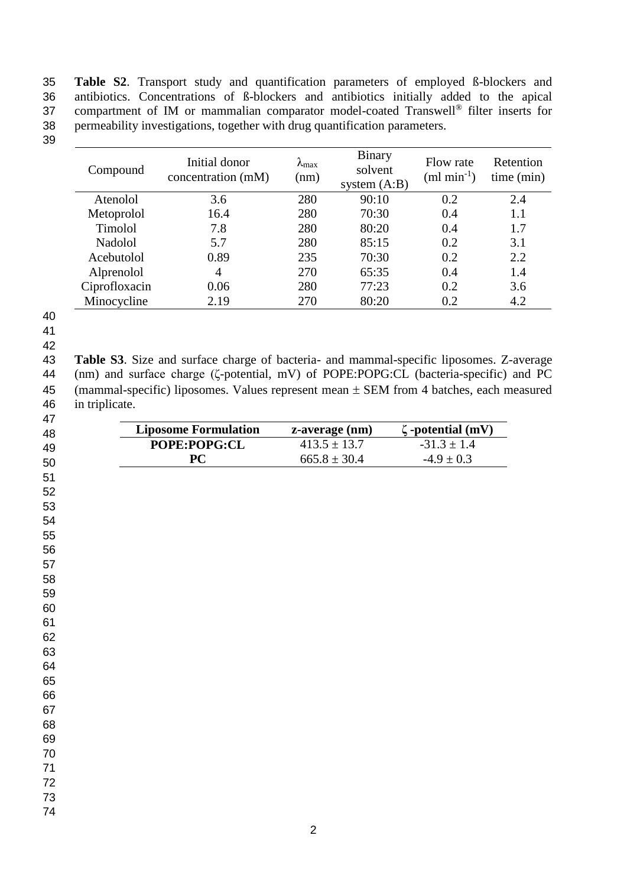**Table S2**. Transport study and quantification parameters of employed ß-blockers and antibiotics. Concentrations of ß-blockers and antibiotics initially added to the apical compartment of IM or mammalian comparator model-coated Transwell® filter inserts for permeability investigations, together with drug quantification parameters.

| Compound | Initial donor concentration (mM) | $\lambda_{max}$ (nm) | Binary solvent system (A:B) | Flow rate (ml $min^{-1}$) | Retention time (min) |
|---|---|---|---|---|---|
| Atenolol | 3.6 | 280 | 90:10 | 0.2 | 2.4 |
| Metoprolol | 16.4 | 280 | 70:30 | 0.4 | 1.1 |
| Timolol | 7.8 | 280 | 80:20 | 0.4 | 1.7 |
| Nadolol | 5.7 | 280 | 85:15 | 0.2 | 3.1 |
| Acebutolol | 0.89 | 235 | 70:30 | 0.2 | 2.2 |
| Alprenolol | 4 | 270 | 65:35 | 0.4 | 1.4 |
| Ciprofloxacin | 0.06 | 280 | 77:23 | 0.2 | 3.6 |
| Minocycline | 2.19 | 270 | 80:20 | 0.2 | 4.2 |

**Table S3**. Size and surface charge of bacteria- and mammal-specific liposomes. Z-average (nm) and surface charge (ζ-potential, mV) of POPE:POPG:CL (bacteria-specific) and PC (mammal-specific) liposomes. Values represent mean ± SEM from 4 batches, each measured in triplicate.

| **Liposome Formulation** | **z-average (nm)** | **ζ -potential (mV)** |
|---|---|---|
| **POPE:POPG:CL** | 413.5 ± 13.7 | -31.3 ± 1.4 |
| **PC** | 665.8 ± 30.4 | -4.9 ± 0.3 |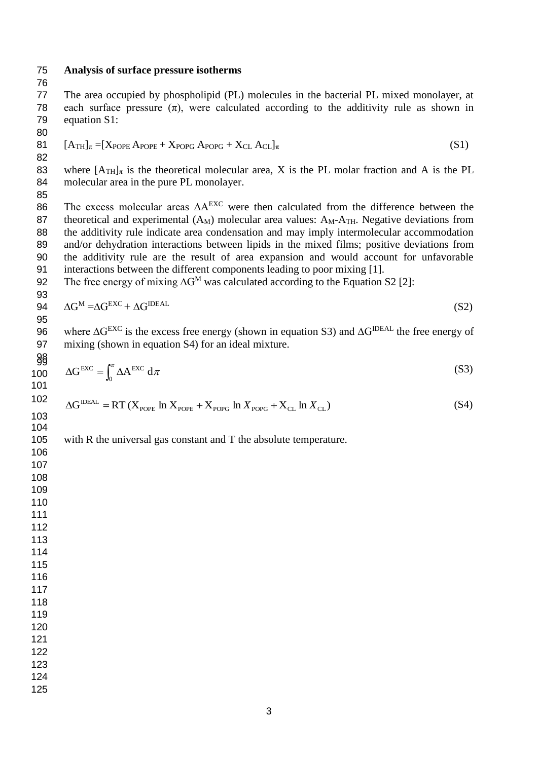## Analysis of surface pressure isotherms

The area occupied by phospholipid (PL) molecules in the bacterial PL mixed monolayer, at each surface pressure ($\pi$), were calculated according to the additivity rule as shown in equation S1:

$$[A_{TH}]_{\pi} = [X_{POPE}\, A_{POPE} + X_{POPG}\, A_{POPG} + X_{CL}\, A_{CL}]_{\pi} \quad \text{(S1)}$$

where $[A_{TH}]_{\pi}$ is the theoretical molecular area, X is the PL molar fraction and A is the PL molecular area in the pure PL monolayer.

The excess molecular areas $\Delta A^{EXC}$ were then calculated from the difference between the theoretical and experimental ($A_M$) molecular area values: $A_M$-$A_{TH}$. Negative deviations from the additivity rule indicate area condensation and may imply intermolecular accommodation and/or dehydration interactions between lipids in the mixed films; positive deviations from the additivity rule are the result of area expansion and would account for unfavorable interactions between the different components leading to poor mixing [1].
The free energy of mixing $\Delta G^M$ was calculated according to the Equation S2 [2]:

$$\Delta G^{M} = \Delta G^{EXC} + \Delta G^{IDEAL} \quad \text{(S2)}$$

where $\Delta G^{EXC}$ is the excess free energy (shown in equation S3) and $\Delta G^{IDEAL}$ the free energy of mixing (shown in equation S4) for an ideal mixture.

$$\Delta G^{EXC} = \int_0^{\pi} \Delta A^{EXC}\, d\pi \quad \text{(S3)}$$

$$\Delta G^{IDEAL} = RT\,(X_{POPE} \ln X_{POPE} + X_{POPG} \ln X_{POPG} + X_{CL} \ln X_{CL}) \quad \text{(S4)}$$

with R the universal gas constant and T the absolute temperature.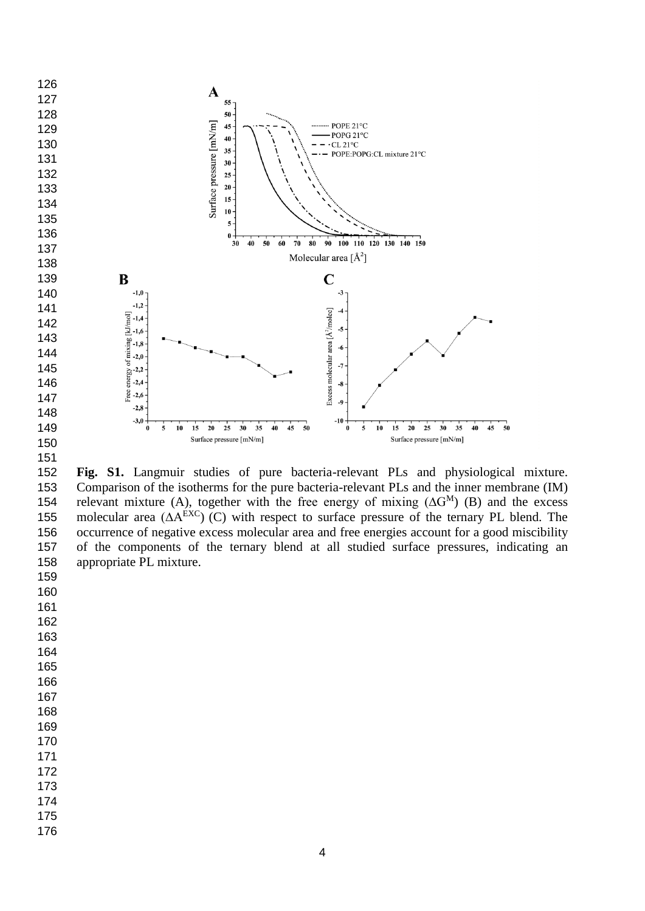**Fig. S1.** Langmuir studies of pure bacteria-relevant PLs and physiological mixture. Comparison of the isotherms for the pure bacteria-relevant PLs and the inner membrane (IM) relevant mixture (A), together with the free energy of mixing ($\Delta G^M$) (B) and the excess molecular area ($\Delta A^{EXC}$) (C) with respect to surface pressure of the ternary PL blend. The occurrence of negative excess molecular area and free energies account for a good miscibility of the components of the ternary blend at all studied surface pressures, indicating an appropriate PL mixture.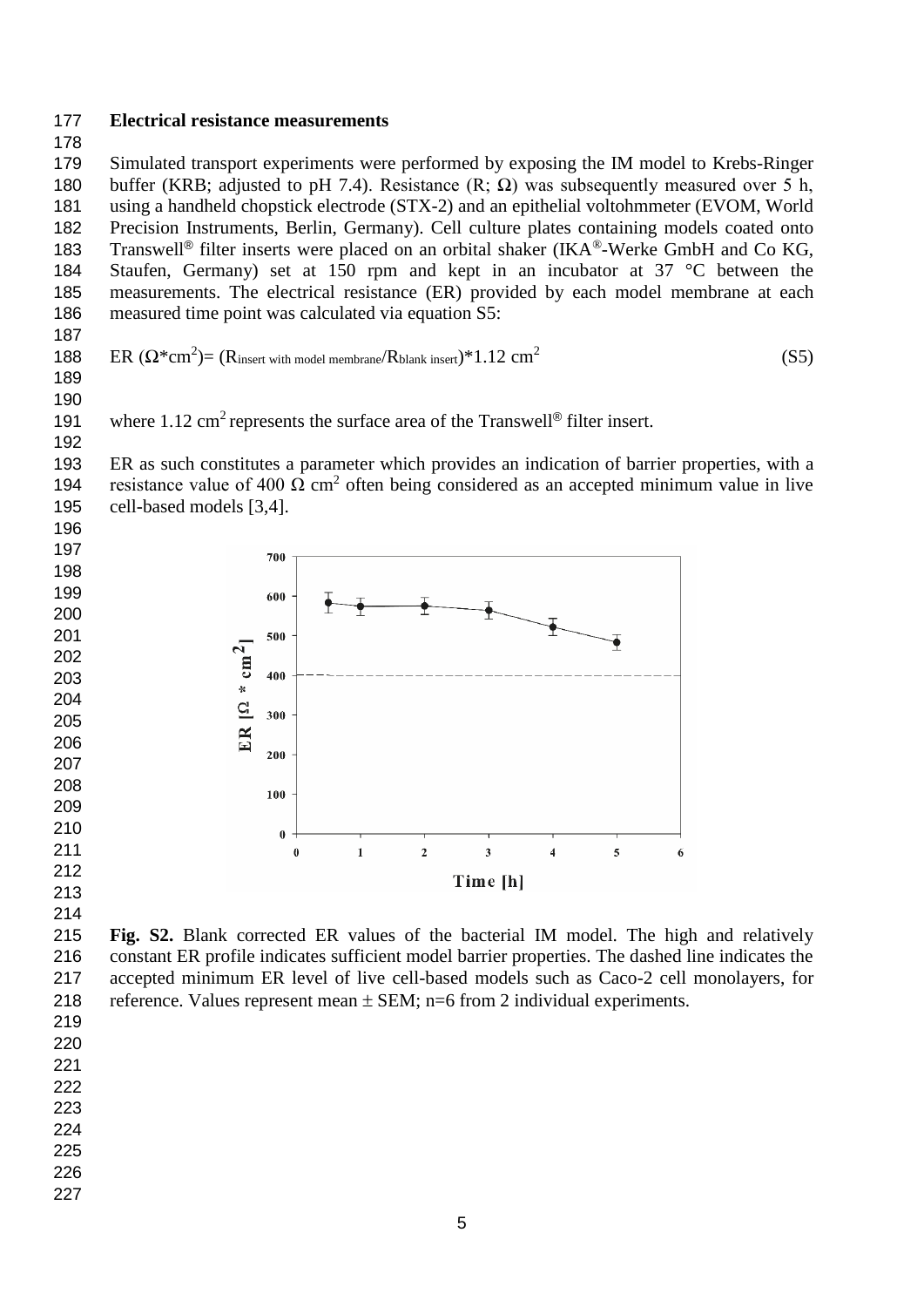## Electrical resistance measurements

Simulated transport experiments were performed by exposing the IM model to Krebs-Ringer buffer (KRB; adjusted to pH 7.4). Resistance (R; Ω) was subsequently measured over 5 h, using a handheld chopstick electrode (STX-2) and an epithelial voltohmmeter (EVOM, World Precision Instruments, Berlin, Germany). Cell culture plates containing models coated onto Transwell® filter inserts were placed on an orbital shaker (IKA®-Werke GmbH and Co KG, Staufen, Germany) set at 150 rpm and kept in an incubator at 37 °C between the measurements. The electrical resistance (ER) provided by each model membrane at each measured time point was calculated via equation S5:

$$\text{ER } (\Omega{*}\text{cm}^2) = (R_{\text{insert with model membrane}}/R_{\text{blank insert}}){*}1.12 \text{ cm}^2 \quad \text{(S5)}$$

where 1.12 $\text{cm}^2$ represents the surface area of the Transwell® filter insert.

ER as such constitutes a parameter which provides an indication of barrier properties, with a resistance value of 400 Ω $\text{cm}^2$ often being considered as an accepted minimum value in live cell-based models [3,4].

**Fig. S2.** Blank corrected ER values of the bacterial IM model. The high and relatively constant ER profile indicates sufficient model barrier properties. The dashed line indicates the accepted minimum ER level of live cell-based models such as Caco-2 cell monolayers, for reference. Values represent mean ± SEM; n=6 from 2 individual experiments.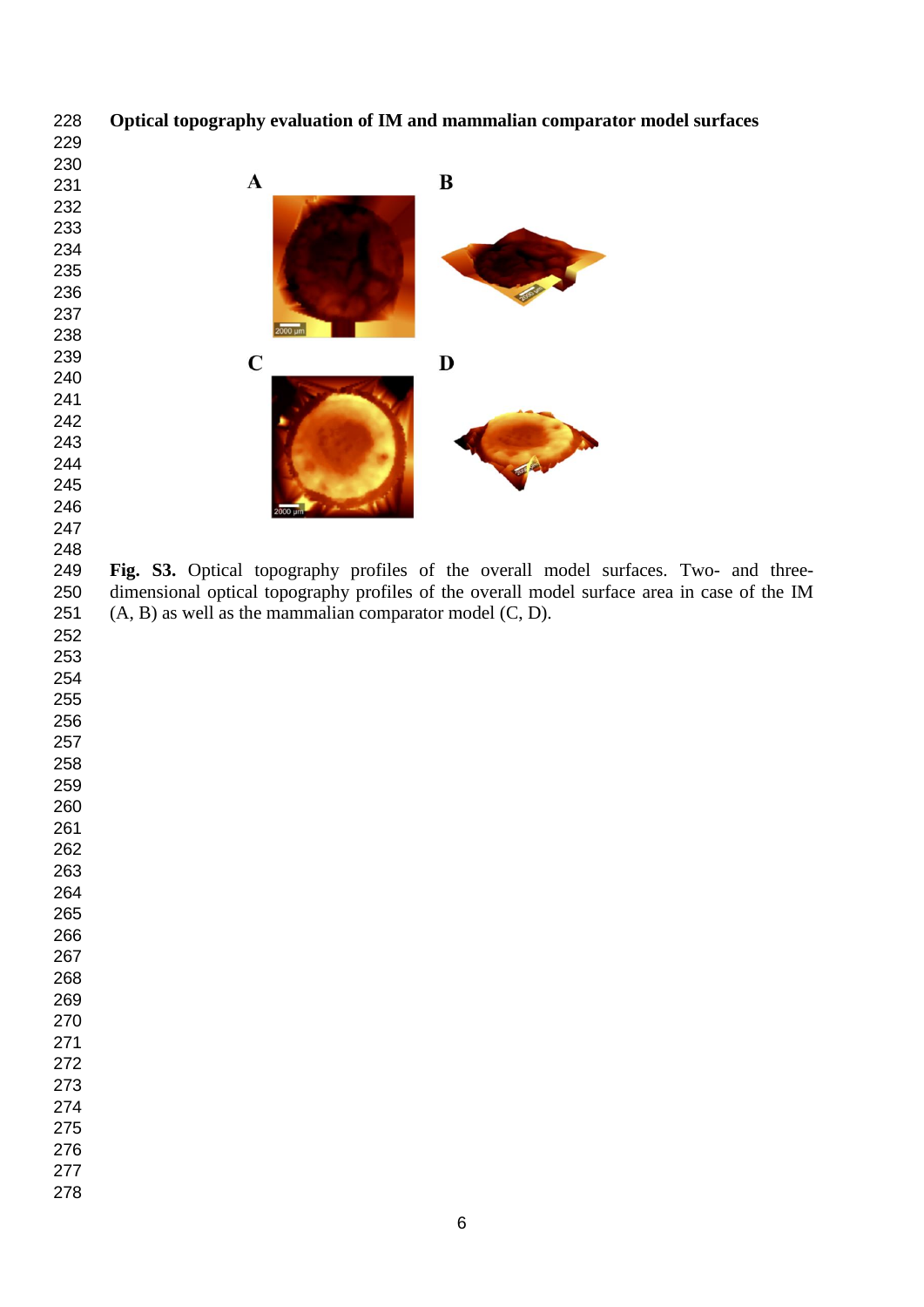**Optical topography evaluation of IM and mammalian comparator model surfaces**

**Fig. S3.** Optical topography profiles of the overall model surfaces. Two- and three-dimensional optical topography profiles of the overall model surface area in case of the IM (A, B) as well as the mammalian comparator model (C, D).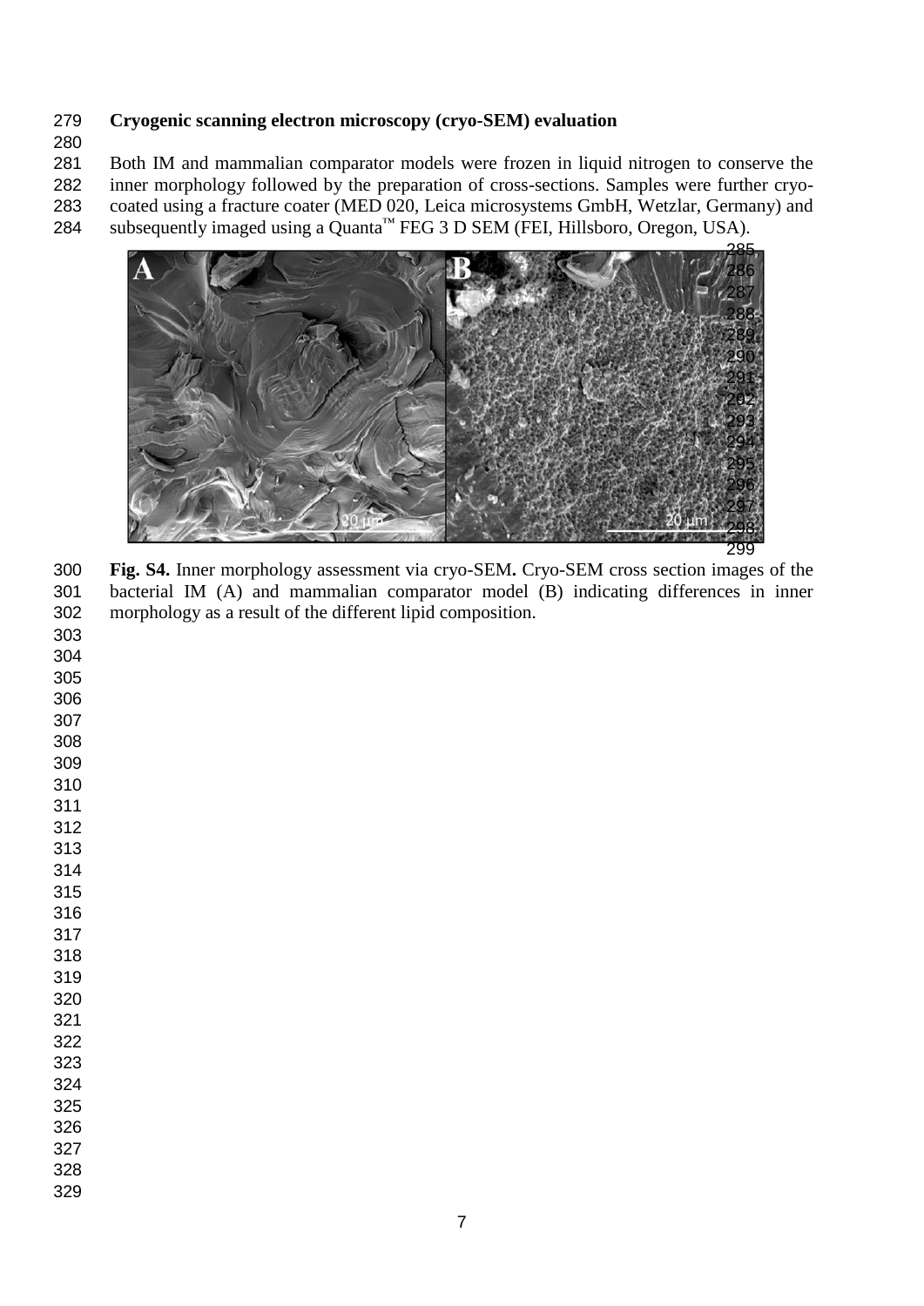**Cryogenic scanning electron microscopy (cryo-SEM) evaluation**

Both IM and mammalian comparator models were frozen in liquid nitrogen to conserve the inner morphology followed by the preparation of cross-sections. Samples were further cryo-coated using a fracture coater (MED 020, Leica microsystems GmbH, Wetzlar, Germany) and subsequently imaged using a Quanta™ FEG 3 D SEM (FEI, Hillsboro, Oregon, USA).

**Fig. S4.** Inner morphology assessment via cryo-SEM**.** Cryo-SEM cross section images of the bacterial IM (A) and mammalian comparator model (B) indicating differences in inner morphology as a result of the different lipid composition.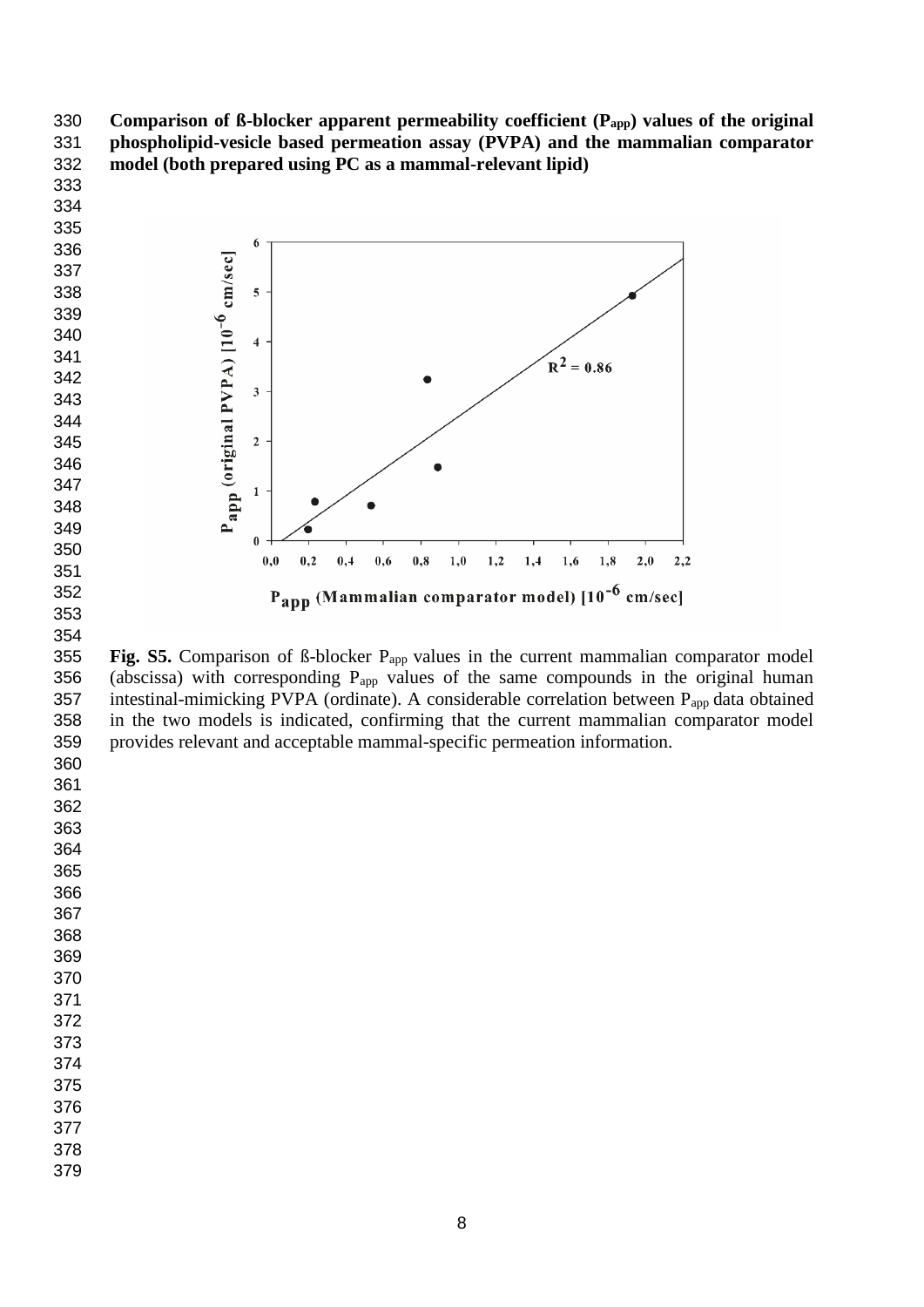**Comparison of ß-blocker apparent permeability coefficient ($P_{app}$) values of the original phospholipid-vesicle based permeation assay (PVPA) and the mammalian comparator model (both prepared using PC as a mammal-relevant lipid)**

**Fig. S5.** Comparison of ß-blocker $P_{app}$ values in the current mammalian comparator model (abscissa) with corresponding $P_{app}$ values of the same compounds in the original human intestinal-mimicking PVPA (ordinate). A considerable correlation between $P_{app}$ data obtained in the two models is indicated, confirming that the current mammalian comparator model provides relevant and acceptable mammal-specific permeation information.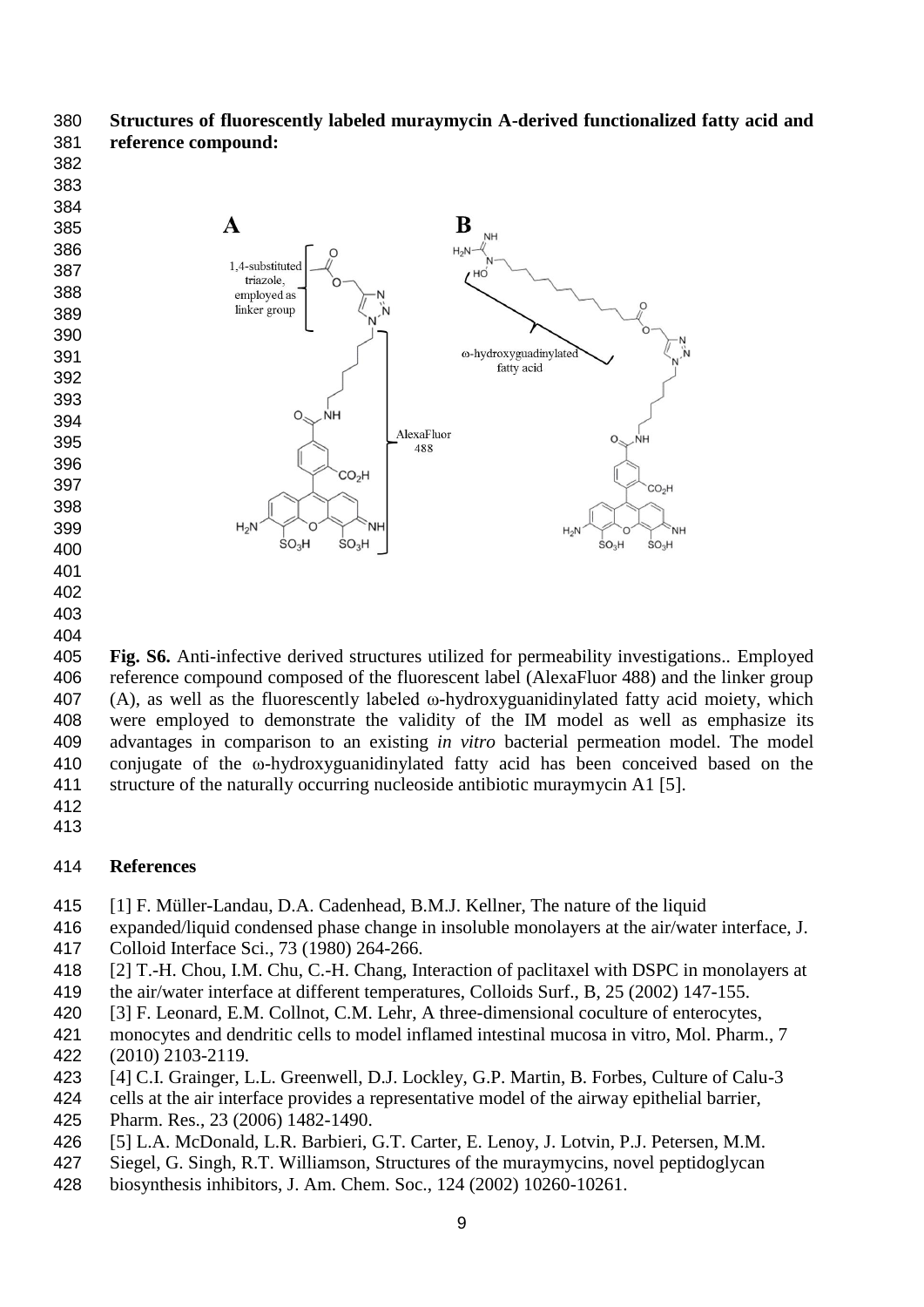**Structures of fluorescently labeled muraymycin A-derived functionalized fatty acid and reference compound:**

A

1,4-substituted triazole, employed as linker group

AlexaFluor 488

B

ω-hydroxyguadinylated fatty acid

**Fig. S6.** Anti-infective derived structures utilized for permeability investigations.. Employed reference compound composed of the fluorescent label (AlexaFluor 488) and the linker group (A), as well as the fluorescently labeled ω-hydroxyguanidinylated fatty acid moiety, which were employed to demonstrate the validity of the IM model as well as emphasize its advantages in comparison to an existing *in vitro* bacterial permeation model. The model conjugate of the ω-hydroxyguanidinylated fatty acid has been conceived based on the structure of the naturally occurring nucleoside antibiotic muraymycin A1 [5].

## References

[1] F. Müller-Landau, D.A. Cadenhead, B.M.J. Kellner, The nature of the liquid expanded/liquid condensed phase change in insoluble monolayers at the air/water interface, J. Colloid Interface Sci., 73 (1980) 264-266.

[2] T.-H. Chou, I.M. Chu, C.-H. Chang, Interaction of paclitaxel with DSPC in monolayers at the air/water interface at different temperatures, Colloids Surf., B, 25 (2002) 147-155.

[3] F. Leonard, E.M. Collnot, C.M. Lehr, A three-dimensional coculture of enterocytes, monocytes and dendritic cells to model inflamed intestinal mucosa in vitro, Mol. Pharm., 7 (2010) 2103-2119.

[4] C.I. Grainger, L.L. Greenwell, D.J. Lockley, G.P. Martin, B. Forbes, Culture of Calu-3 cells at the air interface provides a representative model of the airway epithelial barrier, Pharm. Res., 23 (2006) 1482-1490.

[5] L.A. McDonald, L.R. Barbieri, G.T. Carter, E. Lenoy, J. Lotvin, P.J. Petersen, M.M. Siegel, G. Singh, R.T. Williamson, Structures of the muraymycins, novel peptidoglycan biosynthesis inhibitors, J. Am. Chem. Soc., 124 (2002) 10260-10261.